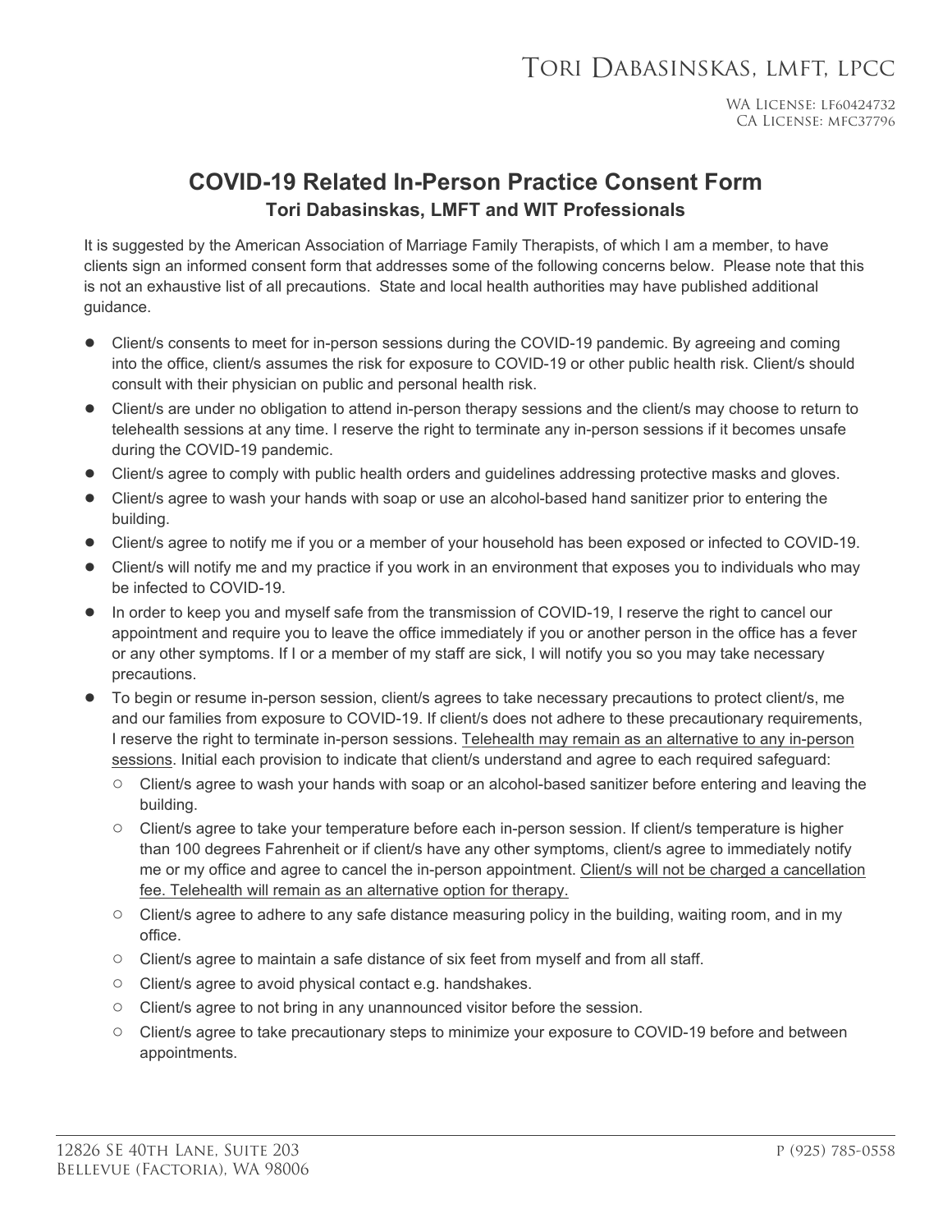# Tori Dabasinskas, LMFT, LPCC

WA License: LF60424732
CA License: MFC37796

## COVID-19 Related In-Person Practice Consent Form

### Tori Dabasinskas, LMFT and WIT Professionals

It is suggested by the American Association of Marriage Family Therapists, of which I am a member, to have clients sign an informed consent form that addresses some of the following concerns below. Please note that this is not an exhaustive list of all precautions. State and local health authorities may have published additional guidance.

- Client/s consents to meet for in-person sessions during the COVID-19 pandemic. By agreeing and coming into the office, client/s assumes the risk for exposure to COVID-19 or other public health risk. Client/s should consult with their physician on public and personal health risk.
- Client/s are under no obligation to attend in-person therapy sessions and the client/s may choose to return to telehealth sessions at any time. I reserve the right to terminate any in-person sessions if it becomes unsafe during the COVID-19 pandemic.
- Client/s agree to comply with public health orders and guidelines addressing protective masks and gloves.
- Client/s agree to wash your hands with soap or use an alcohol-based hand sanitizer prior to entering the building.
- Client/s agree to notify me if you or a member of your household has been exposed or infected to COVID-19.
- Client/s will notify me and my practice if you work in an environment that exposes you to individuals who may be infected to COVID-19.
- In order to keep you and myself safe from the transmission of COVID-19, I reserve the right to cancel our appointment and require you to leave the office immediately if you or another person in the office has a fever or any other symptoms. If I or a member of my staff are sick, I will notify you so you may take necessary precautions.
- To begin or resume in-person session, client/s agrees to take necessary precautions to protect client/s, me and our families from exposure to COVID-19. If client/s does not adhere to these precautionary requirements, I reserve the right to terminate in-person sessions. <u>Telehealth may remain as an alternative to any in-person sessions</u>. Initial each provision to indicate that client/s understand and agree to each required safeguard:
  - Client/s agree to wash your hands with soap or an alcohol-based sanitizer before entering and leaving the building.
  - Client/s agree to take your temperature before each in-person session. If client/s temperature is higher than 100 degrees Fahrenheit or if client/s have any other symptoms, client/s agree to immediately notify me or my office and agree to cancel the in-person appointment. <u>Client/s will not be charged a cancellation fee. Telehealth will remain as an alternative option for therapy.</u>
  - Client/s agree to adhere to any safe distance measuring policy in the building, waiting room, and in my office.
  - Client/s agree to maintain a safe distance of six feet from myself and from all staff.
  - Client/s agree to avoid physical contact e.g. handshakes.
  - Client/s agree to not bring in any unannounced visitor before the session.
  - Client/s agree to take precautionary steps to minimize your exposure to COVID-19 before and between appointments.

12826 SE 40th Lane, Suite 203
Bellevue (Factoria), WA 98006

P (925) 785-0558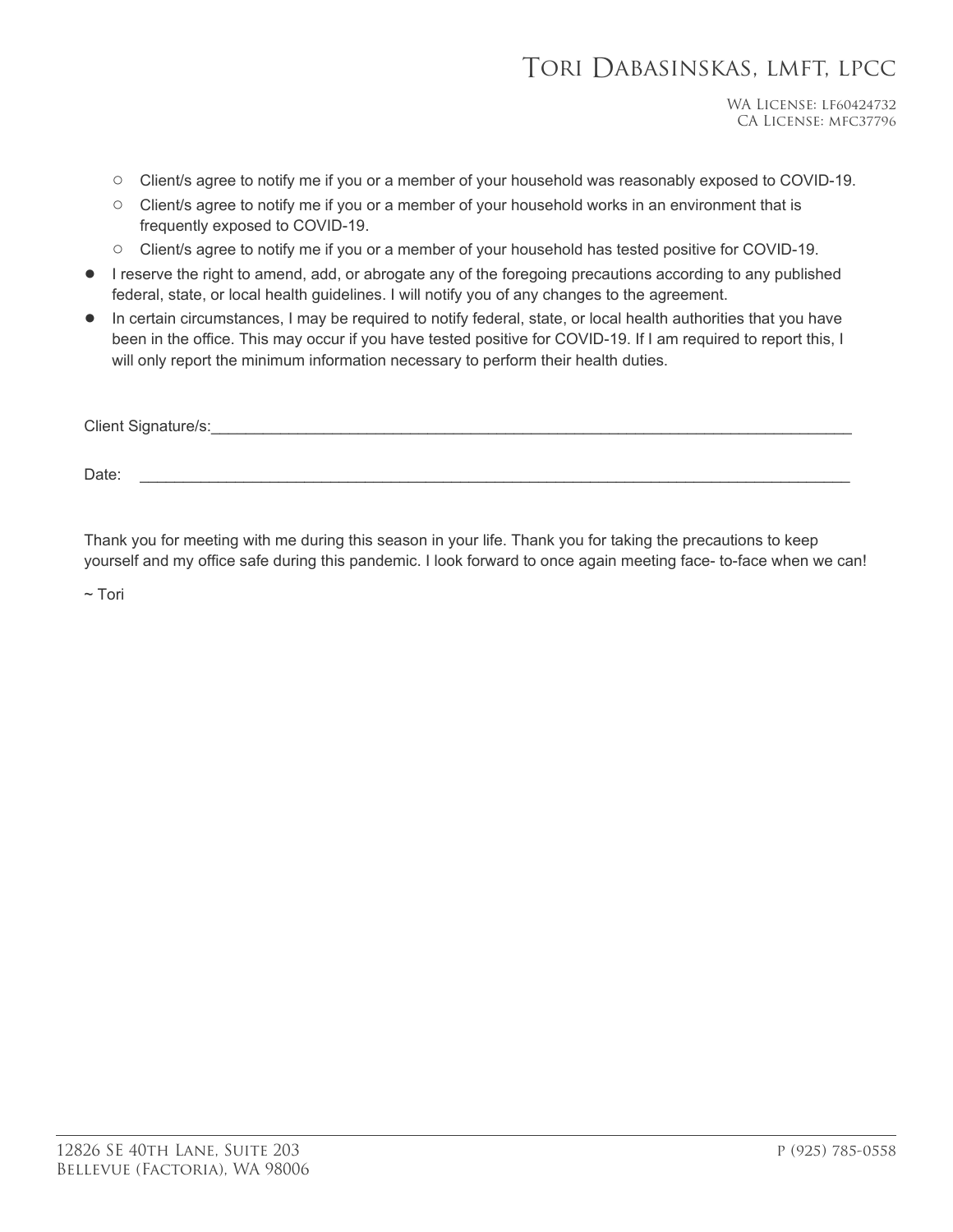- Client/s agree to notify me if you or a member of your household was reasonably exposed to COVID-19.
  - Client/s agree to notify me if you or a member of your household works in an environment that is frequently exposed to COVID-19.
  - Client/s agree to notify me if you or a member of your household has tested positive for COVID-19.
- I reserve the right to amend, add, or abrogate any of the foregoing precautions according to any published federal, state, or local health guidelines. I will notify you of any changes to the agreement.
- In certain circumstances, I may be required to notify federal, state, or local health authorities that you have been in the office. This may occur if you have tested positive for COVID-19. If I am required to report this, I will only report the minimum information necessary to perform their health duties.

Client Signature/s:_______________________________________________________________________________

Date: _______________________________________________________________________________

Thank you for meeting with me during this season in your life. Thank you for taking the precautions to keep yourself and my office safe during this pandemic. I look forward to once again meeting face- to-face when we can!

~ Tori